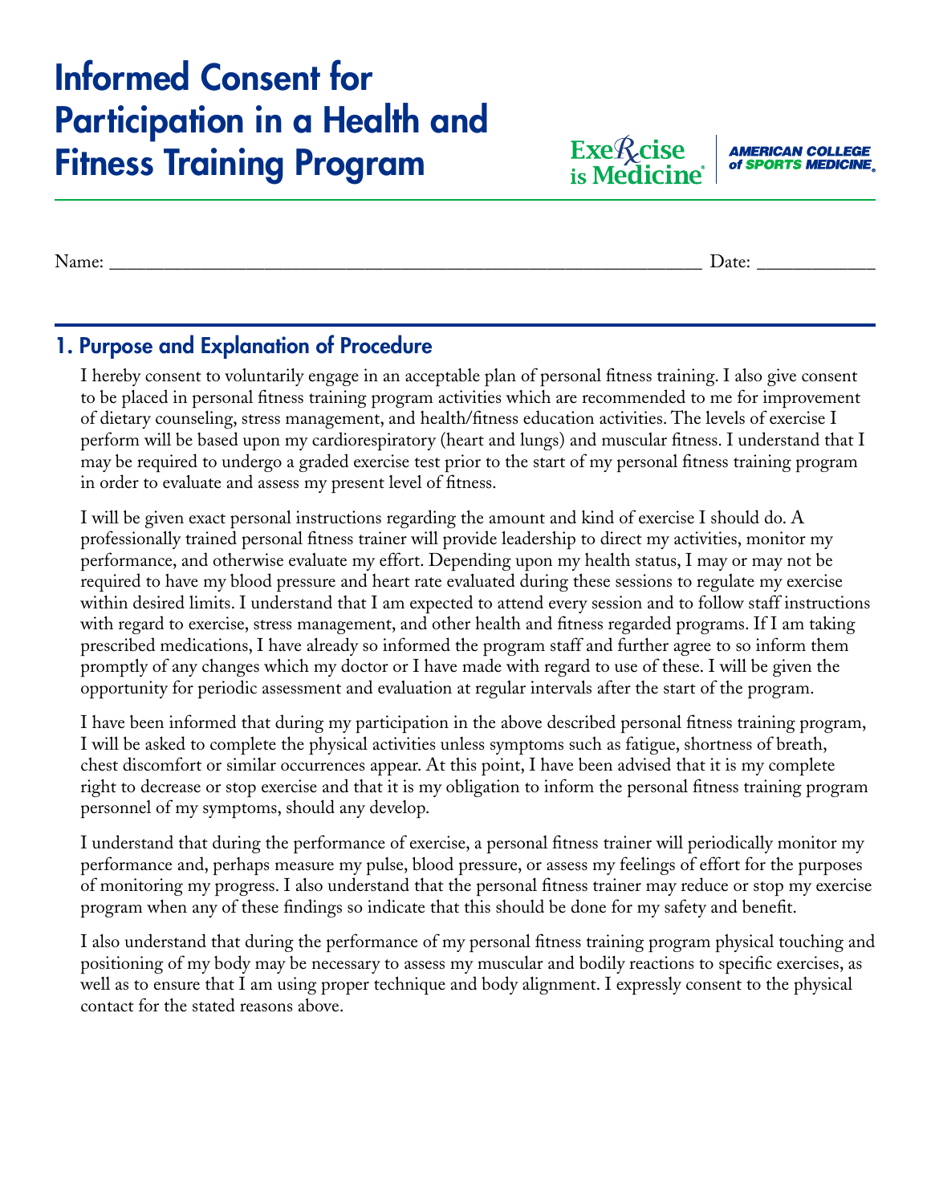# Informed Consent for Participation in a Health and Fitness Training Program

Exercise is Medicine® | AMERICAN COLLEGE of SPORTS MEDICINE®

Name: ______________________________________________ Date: ____________

## 1. Purpose and Explanation of Procedure

I hereby consent to voluntarily engage in an acceptable plan of personal fitness training. I also give consent to be placed in personal fitness training program activities which are recommended to me for improvement of dietary counseling, stress management, and health/fitness education activities. The levels of exercise I perform will be based upon my cardiorespiratory (heart and lungs) and muscular fitness. I understand that I may be required to undergo a graded exercise test prior to the start of my personal fitness training program in order to evaluate and assess my present level of fitness.

I will be given exact personal instructions regarding the amount and kind of exercise I should do. A professionally trained personal fitness trainer will provide leadership to direct my activities, monitor my performance, and otherwise evaluate my effort. Depending upon my health status, I may or may not be required to have my blood pressure and heart rate evaluated during these sessions to regulate my exercise within desired limits. I understand that I am expected to attend every session and to follow staff instructions with regard to exercise, stress management, and other health and fitness regarded programs. If I am taking prescribed medications, I have already so informed the program staff and further agree to so inform them promptly of any changes which my doctor or I have made with regard to use of these. I will be given the opportunity for periodic assessment and evaluation at regular intervals after the start of the program.

I have been informed that during my participation in the above described personal fitness training program, I will be asked to complete the physical activities unless symptoms such as fatigue, shortness of breath, chest discomfort or similar occurrences appear. At this point, I have been advised that it is my complete right to decrease or stop exercise and that it is my obligation to inform the personal fitness training program personnel of my symptoms, should any develop.

I understand that during the performance of exercise, a personal fitness trainer will periodically monitor my performance and, perhaps measure my pulse, blood pressure, or assess my feelings of effort for the purposes of monitoring my progress. I also understand that the personal fitness trainer may reduce or stop my exercise program when any of these findings so indicate that this should be done for my safety and benefit.

I also understand that during the performance of my personal fitness training program physical touching and positioning of my body may be necessary to assess my muscular and bodily reactions to specific exercises, as well as to ensure that I am using proper technique and body alignment. I expressly consent to the physical contact for the stated reasons above.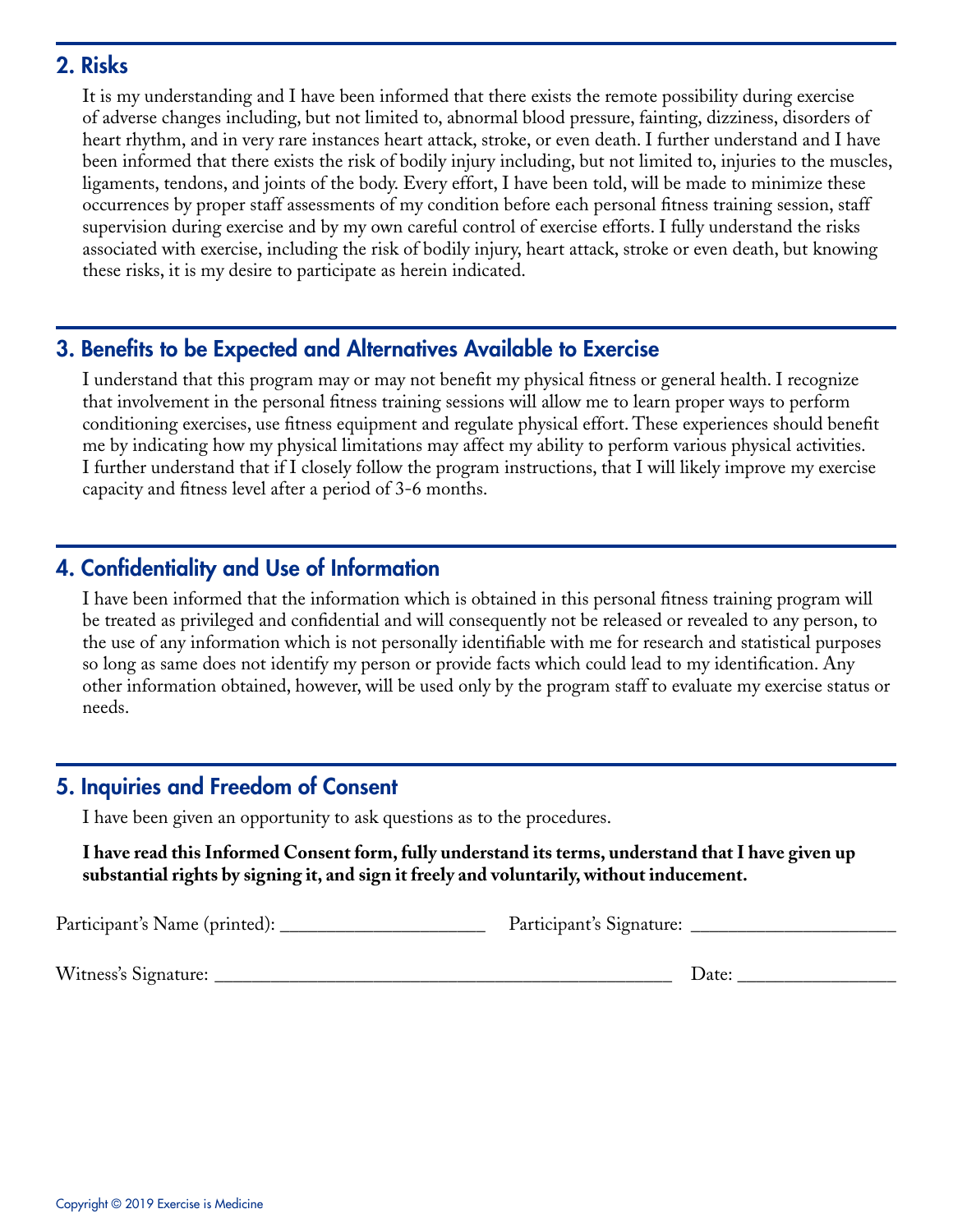## 2. Risks

It is my understanding and I have been informed that there exists the remote possibility during exercise of adverse changes including, but not limited to, abnormal blood pressure, fainting, dizziness, disorders of heart rhythm, and in very rare instances heart attack, stroke, or even death. I further understand and I have been informed that there exists the risk of bodily injury including, but not limited to, injuries to the muscles, ligaments, tendons, and joints of the body. Every effort, I have been told, will be made to minimize these occurrences by proper staff assessments of my condition before each personal fitness training session, staff supervision during exercise and by my own careful control of exercise efforts. I fully understand the risks associated with exercise, including the risk of bodily injury, heart attack, stroke or even death, but knowing these risks, it is my desire to participate as herein indicated.

## 3. Benefits to be Expected and Alternatives Available to Exercise

I understand that this program may or may not benefit my physical fitness or general health. I recognize that involvement in the personal fitness training sessions will allow me to learn proper ways to perform conditioning exercises, use fitness equipment and regulate physical effort. These experiences should benefit me by indicating how my physical limitations may affect my ability to perform various physical activities. I further understand that if I closely follow the program instructions, that I will likely improve my exercise capacity and fitness level after a period of 3-6 months.

## 4. Confidentiality and Use of Information

I have been informed that the information which is obtained in this personal fitness training program will be treated as privileged and confidential and will consequently not be released or revealed to any person, to the use of any information which is not personally identifiable with me for research and statistical purposes so long as same does not identify my person or provide facts which could lead to my identification. Any other information obtained, however, will be used only by the program staff to evaluate my exercise status or needs.

## 5. Inquiries and Freedom of Consent

I have been given an opportunity to ask questions as to the procedures.

**I have read this Informed Consent form, fully understand its terms, understand that I have given up substantial rights by signing it, and sign it freely and voluntarily, without inducement.**

Participant's Name (printed): ______________________ Participant's Signature: ______________________

Witness's Signature: __________________________________________________ Date: _________________

Copyright © 2019 Exercise is Medicine